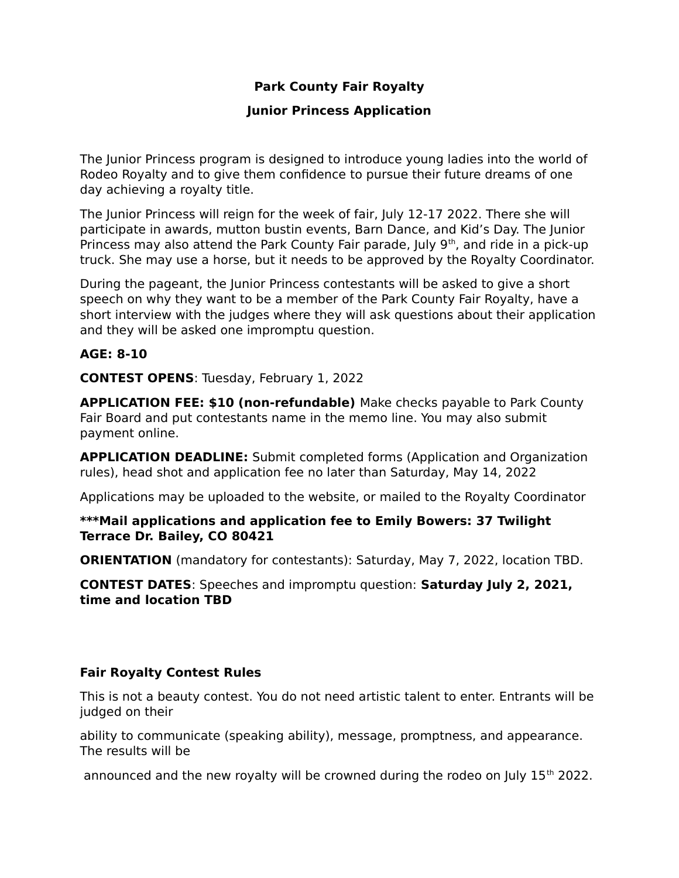# Park County Fair Royalty

## Junior Princess Application

The Junior Princess program is designed to introduce young ladies into the world of Rodeo Royalty and to give them confidence to pursue their future dreams of one day achieving a royalty title.

The Junior Princess will reign for the week of fair, July 12-17 2022. There she will participate in awards, mutton bustin events, Barn Dance, and Kid's Day. The Junior Princess may also attend the Park County Fair parade, July 9th, and ride in a pick-up truck. She may use a horse, but it needs to be approved by the Royalty Coordinator.

During the pageant, the Junior Princess contestants will be asked to give a short speech on why they want to be a member of the Park County Fair Royalty, have a short interview with the judges where they will ask questions about their application and they will be asked one impromptu question.

**AGE: 8-10**

**CONTEST OPENS**: Tuesday, February 1, 2022

**APPLICATION FEE: $10 (non-refundable)** Make checks payable to Park County Fair Board and put contestants name in the memo line. You may also submit payment online.

**APPLICATION DEADLINE:** Submit completed forms (Application and Organization rules), head shot and application fee no later than Saturday, May 14, 2022

Applications may be uploaded to the website, or mailed to the Royalty Coordinator

**\*\*\*Mail applications and application fee to Emily Bowers: 37 Twilight Terrace Dr. Bailey, CO 80421**

**ORIENTATION** (mandatory for contestants): Saturday, May 7, 2022, location TBD.

**CONTEST DATES**: Speeches and impromptu question: **Saturday July 2, 2021, time and location TBD**

### Fair Royalty Contest Rules

This is not a beauty contest. You do not need artistic talent to enter. Entrants will be judged on their ability to communicate (speaking ability), message, promptness, and appearance. The results will be announced and the new royalty will be crowned during the rodeo on July 15th 2022.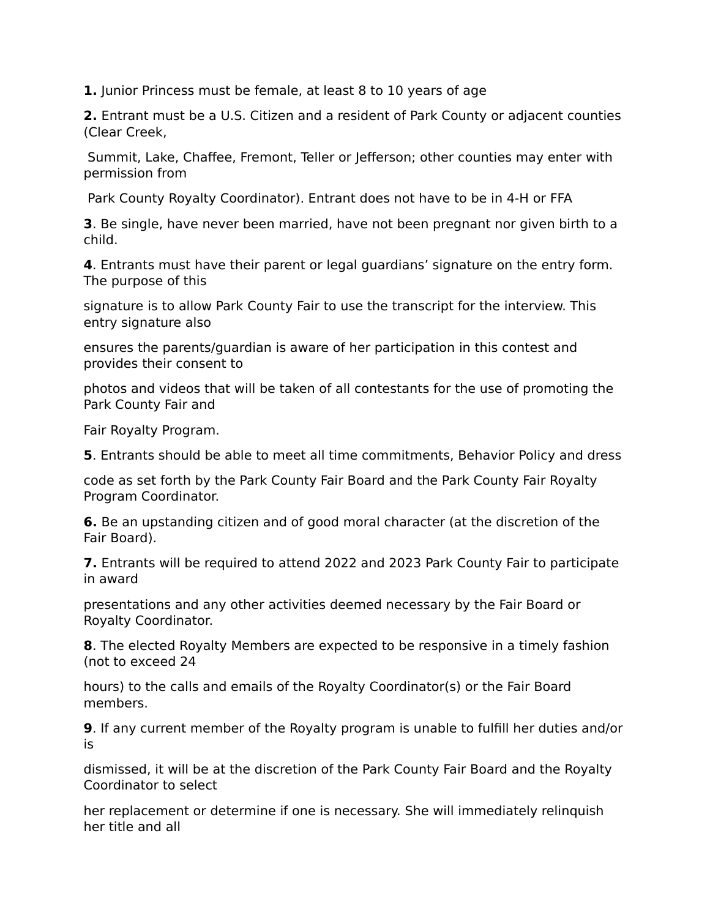**1.** Junior Princess must be female, at least 8 to 10 years of age

**2.** Entrant must be a U.S. Citizen and a resident of Park County or adjacent counties (Clear Creek, Summit, Lake, Chaffee, Fremont, Teller or Jefferson; other counties may enter with permission from Park County Royalty Coordinator). Entrant does not have to be in 4-H or FFA

**3**. Be single, have never been married, have not been pregnant nor given birth to a child.

**4**. Entrants must have their parent or legal guardians' signature on the entry form. The purpose of this signature is to allow Park County Fair to use the transcript for the interview. This entry signature also ensures the parents/guardian is aware of her participation in this contest and provides their consent to photos and videos that will be taken of all contestants for the use of promoting the Park County Fair and Fair Royalty Program.

**5**. Entrants should be able to meet all time commitments, Behavior Policy and dress code as set forth by the Park County Fair Board and the Park County Fair Royalty Program Coordinator.

**6.** Be an upstanding citizen and of good moral character (at the discretion of the Fair Board).

**7.** Entrants will be required to attend 2022 and 2023 Park County Fair to participate in award presentations and any other activities deemed necessary by the Fair Board or Royalty Coordinator.

**8**. The elected Royalty Members are expected to be responsive in a timely fashion (not to exceed 24 hours) to the calls and emails of the Royalty Coordinator(s) or the Fair Board members.

**9**. If any current member of the Royalty program is unable to fulfill her duties and/or is dismissed, it will be at the discretion of the Park County Fair Board and the Royalty Coordinator to select her replacement or determine if one is necessary. She will immediately relinquish her title and all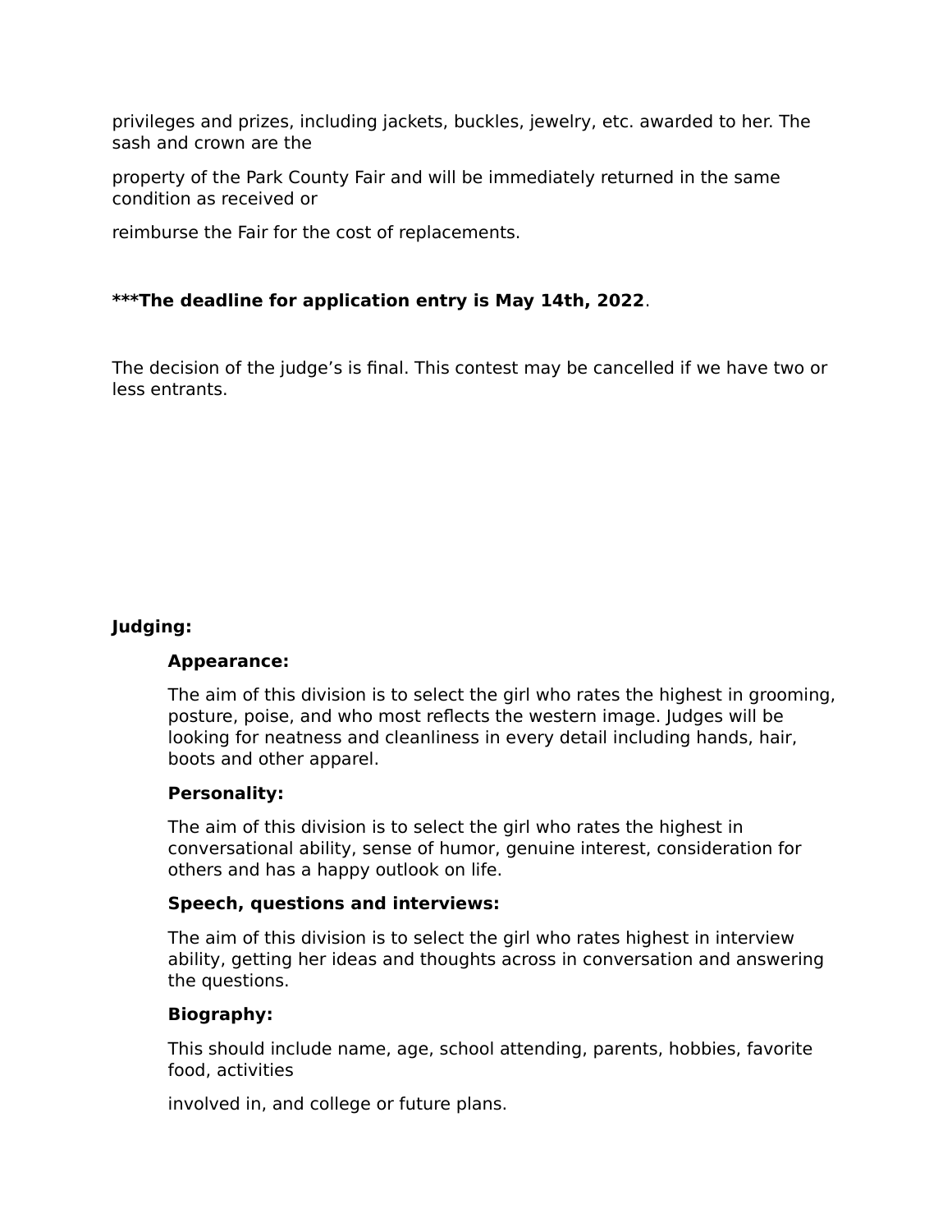privileges and prizes, including jackets, buckles, jewelry, etc. awarded to her. The sash and crown are the

property of the Park County Fair and will be immediately returned in the same condition as received or

reimburse the Fair for the cost of replacements.

**\*\*\*The deadline for application entry is May 14th, 2022**.

The decision of the judge's is final. This contest may be cancelled if we have two or less entrants.

**Judging:**

**Appearance:**

The aim of this division is to select the girl who rates the highest in grooming, posture, poise, and who most reflects the western image. Judges will be looking for neatness and cleanliness in every detail including hands, hair, boots and other apparel.

**Personality:**

The aim of this division is to select the girl who rates the highest in conversational ability, sense of humor, genuine interest, consideration for others and has a happy outlook on life.

**Speech, questions and interviews:**

The aim of this division is to select the girl who rates highest in interview ability, getting her ideas and thoughts across in conversation and answering the questions.

**Biography:**

This should include name, age, school attending, parents, hobbies, favorite food, activities

involved in, and college or future plans.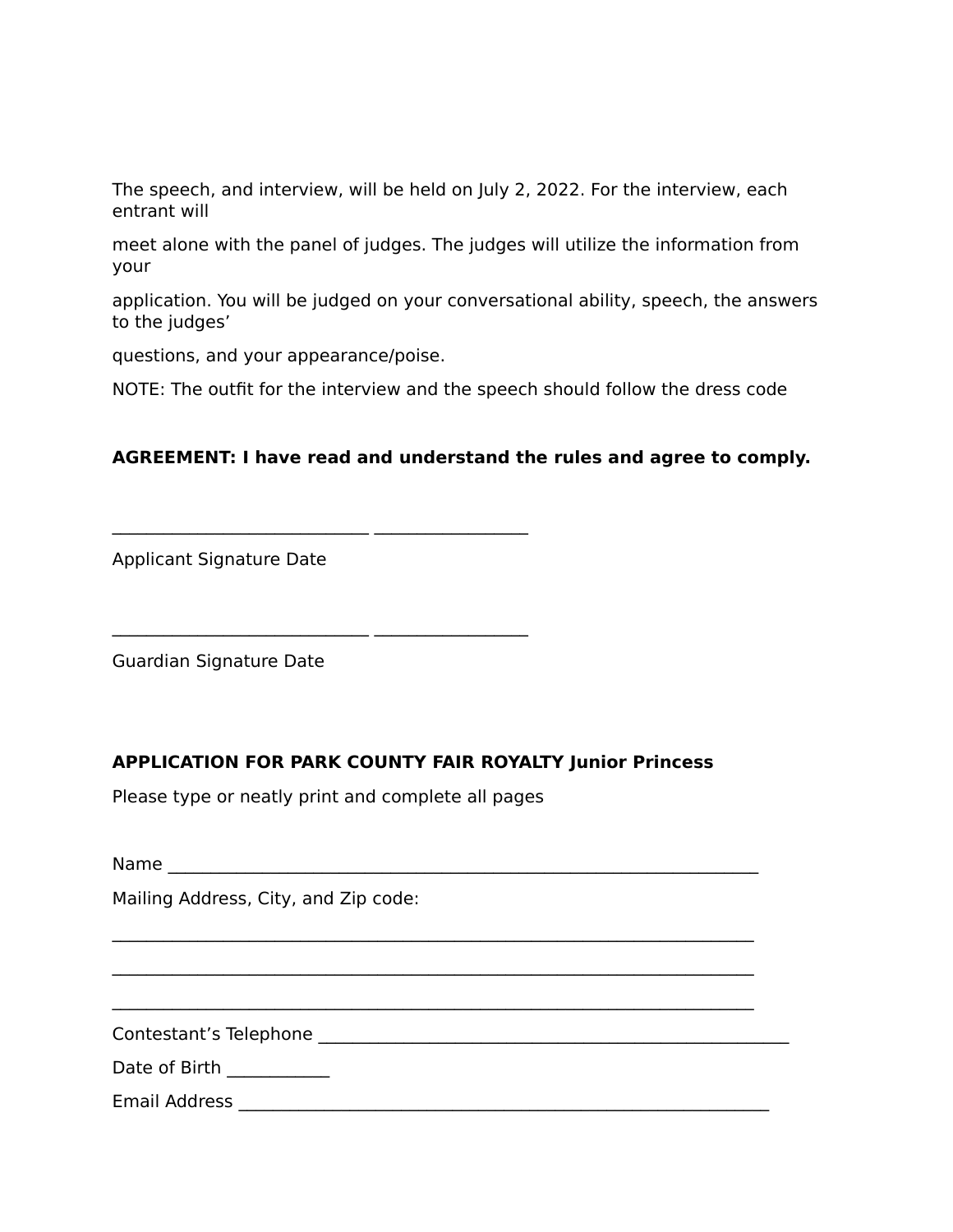The speech, and interview, will be held on July 2, 2022. For the interview, each entrant will

meet alone with the panel of judges. The judges will utilize the information from your

application. You will be judged on your conversational ability, speech, the answers to the judges'

questions, and your appearance/poise.

NOTE: The outfit for the interview and the speech should follow the dress code

**AGREEMENT: I have read and understand the rules and agree to comply.**

_____________________________ _________________

Applicant Signature Date

_____________________________ _________________

Guardian Signature Date

**APPLICATION FOR PARK COUNTY FAIR ROYALTY Junior Princess**

Please type or neatly print and complete all pages

Name ____________________________________________________________________

Mailing Address, City, and Zip code:

________________________________________________________________________

________________________________________________________________________

________________________________________________________________________

Contestant's Telephone ______________________________________________________

Date of Birth ___________

Email Address ____________________________________________________________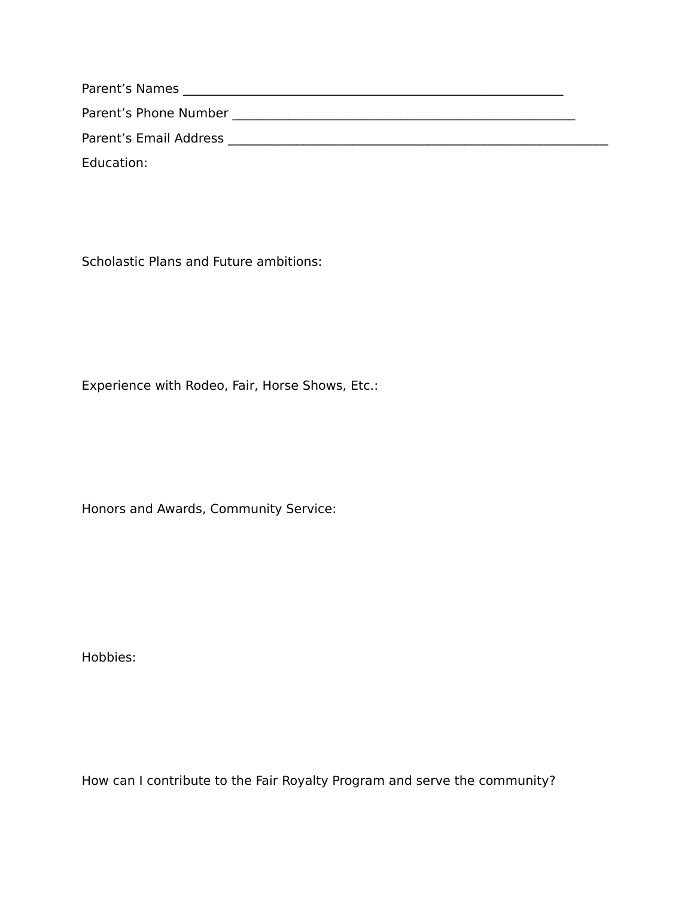Parent’s Names ______________________________________________________________

Parent’s Phone Number _______________________________________________________

Parent’s Email Address ______________________________________________________________

Education:

Scholastic Plans and Future ambitions:

Experience with Rodeo, Fair, Horse Shows, Etc.:

Honors and Awards, Community Service:

Hobbies:

How can I contribute to the Fair Royalty Program and serve the community?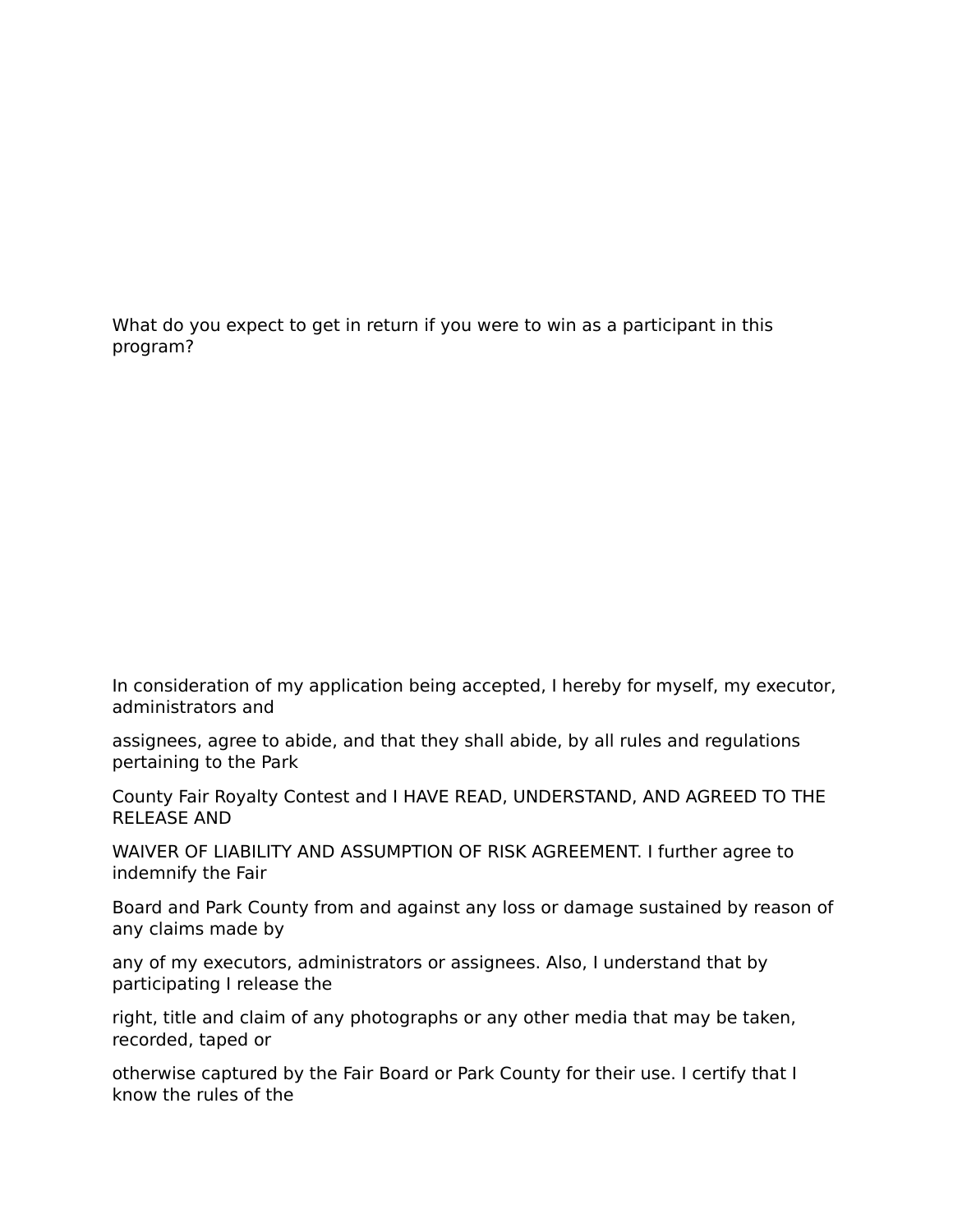What do you expect to get in return if you were to win as a participant in this program?

In consideration of my application being accepted, I hereby for myself, my executor, administrators and

assignees, agree to abide, and that they shall abide, by all rules and regulations pertaining to the Park

County Fair Royalty Contest and I HAVE READ, UNDERSTAND, AND AGREED TO THE RELEASE AND

WAIVER OF LIABILITY AND ASSUMPTION OF RISK AGREEMENT. I further agree to indemnify the Fair

Board and Park County from and against any loss or damage sustained by reason of any claims made by

any of my executors, administrators or assignees. Also, I understand that by participating I release the

right, title and claim of any photographs or any other media that may be taken, recorded, taped or

otherwise captured by the Fair Board or Park County for their use. I certify that I know the rules of the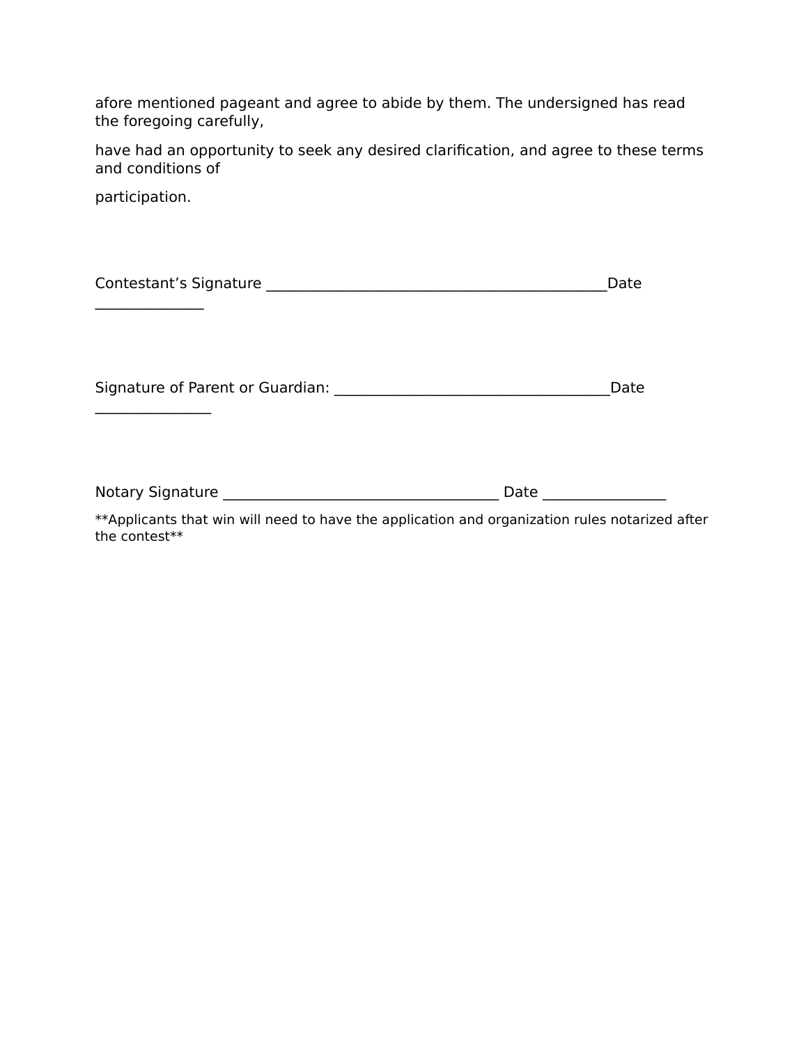afore mentioned pageant and agree to abide by them. The undersigned has read the foregoing carefully,

have had an opportunity to seek any desired clarification, and agree to these terms and conditions of

participation.

Contestant's Signature _____________________________________________Date ______________

Signature of Parent or Guardian: ____________________________________Date _______________

Notary Signature ____________________________________ Date ________________

**Applicants that win will need to have the application and organization rules notarized after the contest**